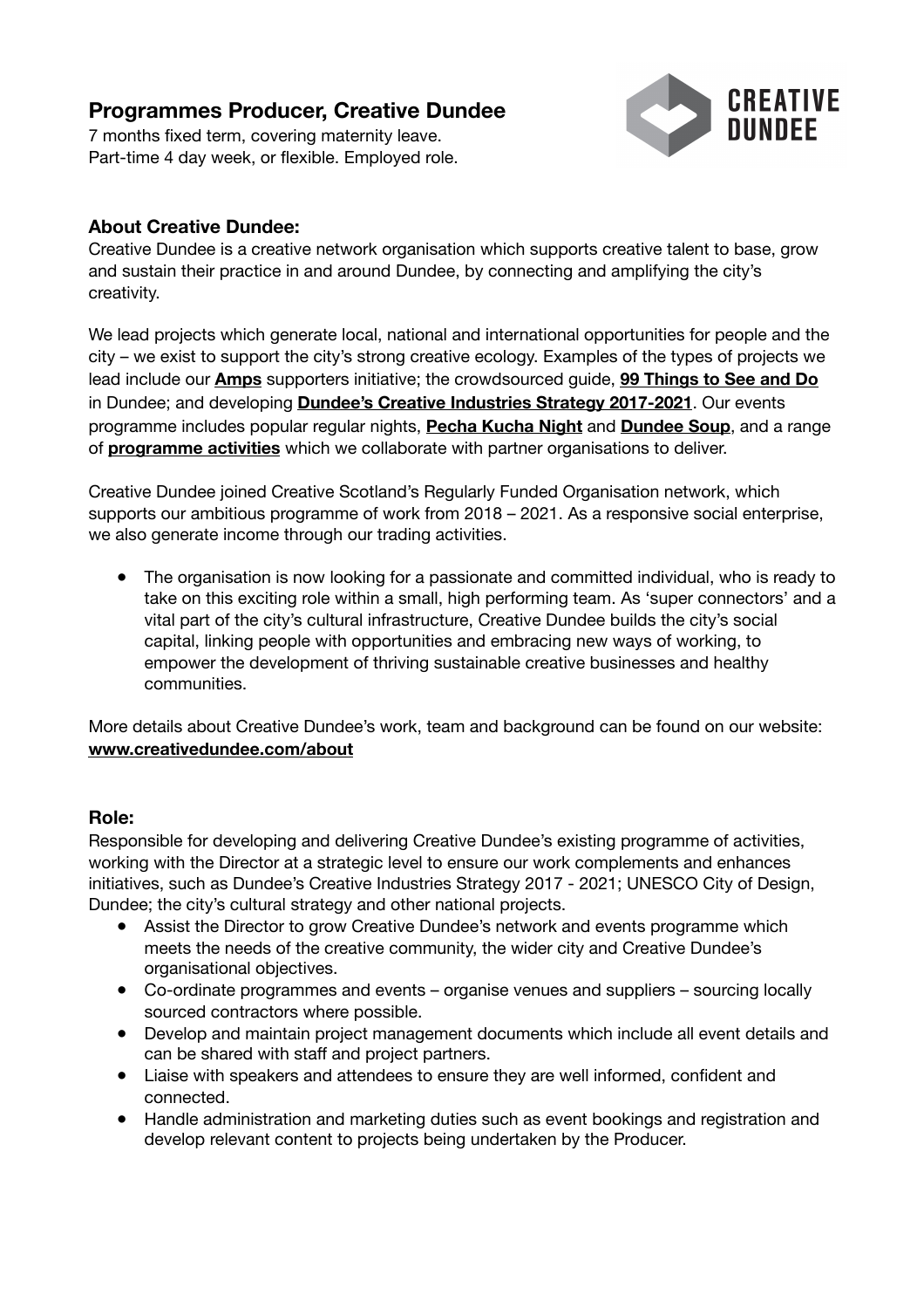# Programmes Producer, Creative Dundee

7 months fixed term, covering maternity leave.
Part-time 4 day week, or flexible. Employed role.

CREATIVE DUNDEE

## About Creative Dundee:

Creative Dundee is a creative network organisation which supports creative talent to base, grow and sustain their practice in and around Dundee, by connecting and amplifying the city's creativity.

We lead projects which generate local, national and international opportunities for people and the city – we exist to support the city's strong creative ecology. Examples of the types of projects we lead include our **Amps** supporters initiative; the crowdsourced guide, **99 Things to See and Do** in Dundee; and developing **Dundee's Creative Industries Strategy 2017-2021**. Our events programme includes popular regular nights, **Pecha Kucha Night** and **Dundee Soup**, and a range of **programme activities** which we collaborate with partner organisations to deliver.

Creative Dundee joined Creative Scotland's Regularly Funded Organisation network, which supports our ambitious programme of work from 2018 – 2021. As a responsive social enterprise, we also generate income through our trading activities.

- The organisation is now looking for a passionate and committed individual, who is ready to take on this exciting role within a small, high performing team. As 'super connectors' and a vital part of the city's cultural infrastructure, Creative Dundee builds the city's social capital, linking people with opportunities and embracing new ways of working, to empower the development of thriving sustainable creative businesses and healthy communities.

More details about Creative Dundee's work, team and background can be found on our website: **www.creativedundee.com/about**

## Role:

Responsible for developing and delivering Creative Dundee's existing programme of activities, working with the Director at a strategic level to ensure our work complements and enhances initiatives, such as Dundee's Creative Industries Strategy 2017 - 2021; UNESCO City of Design, Dundee; the city's cultural strategy and other national projects.

- Assist the Director to grow Creative Dundee's network and events programme which meets the needs of the creative community, the wider city and Creative Dundee's organisational objectives.
- Co-ordinate programmes and events – organise venues and suppliers – sourcing locally sourced contractors where possible.
- Develop and maintain project management documents which include all event details and can be shared with staff and project partners.
- Liaise with speakers and attendees to ensure they are well informed, confident and connected.
- Handle administration and marketing duties such as event bookings and registration and develop relevant content to projects being undertaken by the Producer.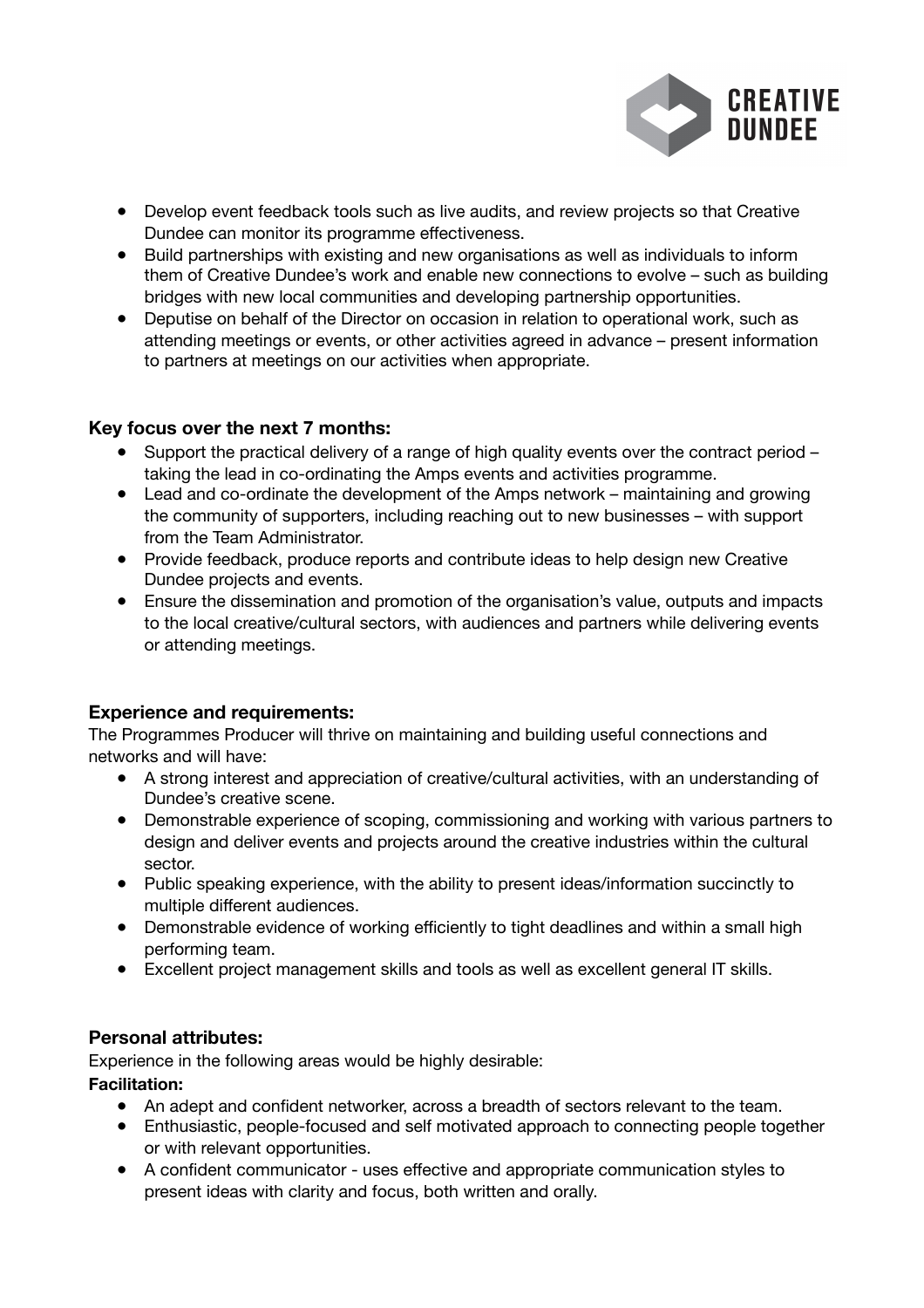- Develop event feedback tools such as live audits, and review projects so that Creative Dundee can monitor its programme effectiveness.
- Build partnerships with existing and new organisations as well as individuals to inform them of Creative Dundee's work and enable new connections to evolve – such as building bridges with new local communities and developing partnership opportunities.
- Deputise on behalf of the Director on occasion in relation to operational work, such as attending meetings or events, or other activities agreed in advance – present information to partners at meetings on our activities when appropriate.

### Key focus over the next 7 months:

- Support the practical delivery of a range of high quality events over the contract period – taking the lead in co-ordinating the Amps events and activities programme.
- Lead and co-ordinate the development of the Amps network – maintaining and growing the community of supporters, including reaching out to new businesses – with support from the Team Administrator.
- Provide feedback, produce reports and contribute ideas to help design new Creative Dundee projects and events.
- Ensure the dissemination and promotion of the organisation's value, outputs and impacts to the local creative/cultural sectors, with audiences and partners while delivering events or attending meetings.

### Experience and requirements:

The Programmes Producer will thrive on maintaining and building useful connections and networks and will have:

- A strong interest and appreciation of creative/cultural activities, with an understanding of Dundee's creative scene.
- Demonstrable experience of scoping, commissioning and working with various partners to design and deliver events and projects around the creative industries within the cultural sector.
- Public speaking experience, with the ability to present ideas/information succinctly to multiple different audiences.
- Demonstrable evidence of working efficiently to tight deadlines and within a small high performing team.
- Excellent project management skills and tools as well as excellent general IT skills.

### Personal attributes:

Experience in the following areas would be highly desirable:

**Facilitation:**

- An adept and confident networker, across a breadth of sectors relevant to the team.
- Enthusiastic, people-focused and self motivated approach to connecting people together or with relevant opportunities.
- A confident communicator - uses effective and appropriate communication styles to present ideas with clarity and focus, both written and orally.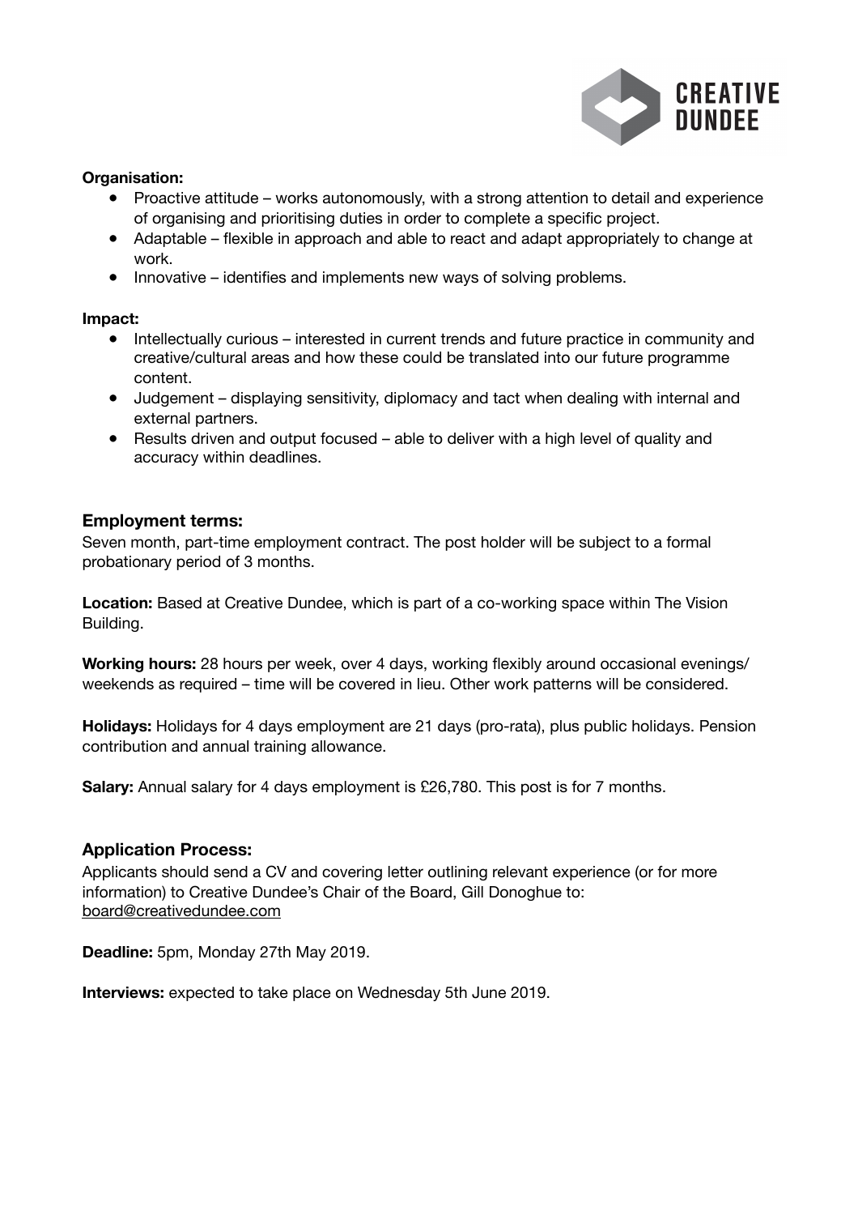**Organisation:**

- Proactive attitude – works autonomously, with a strong attention to detail and experience of organising and prioritising duties in order to complete a specific project.
- Adaptable – flexible in approach and able to react and adapt appropriately to change at work.
- Innovative – identifies and implements new ways of solving problems.

**Impact:**

- Intellectually curious – interested in current trends and future practice in community and creative/cultural areas and how these could be translated into our future programme content.
- Judgement – displaying sensitivity, diplomacy and tact when dealing with internal and external partners.
- Results driven and output focused – able to deliver with a high level of quality and accuracy within deadlines.

### Employment terms:

Seven month, part-time employment contract. The post holder will be subject to a formal probationary period of 3 months.

**Location:** Based at Creative Dundee, which is part of a co-working space within The Vision Building.

**Working hours:** 28 hours per week, over 4 days, working flexibly around occasional evenings/ weekends as required – time will be covered in lieu. Other work patterns will be considered.

**Holidays:** Holidays for 4 days employment are 21 days (pro-rata), plus public holidays. Pension contribution and annual training allowance.

**Salary:** Annual salary for 4 days employment is £26,780. This post is for 7 months.

### Application Process:

Applicants should send a CV and covering letter outlining relevant experience (or for more information) to Creative Dundee's Chair of the Board, Gill Donoghue to: board@creativedundee.com

**Deadline:** 5pm, Monday 27th May 2019.

**Interviews:** expected to take place on Wednesday 5th June 2019.